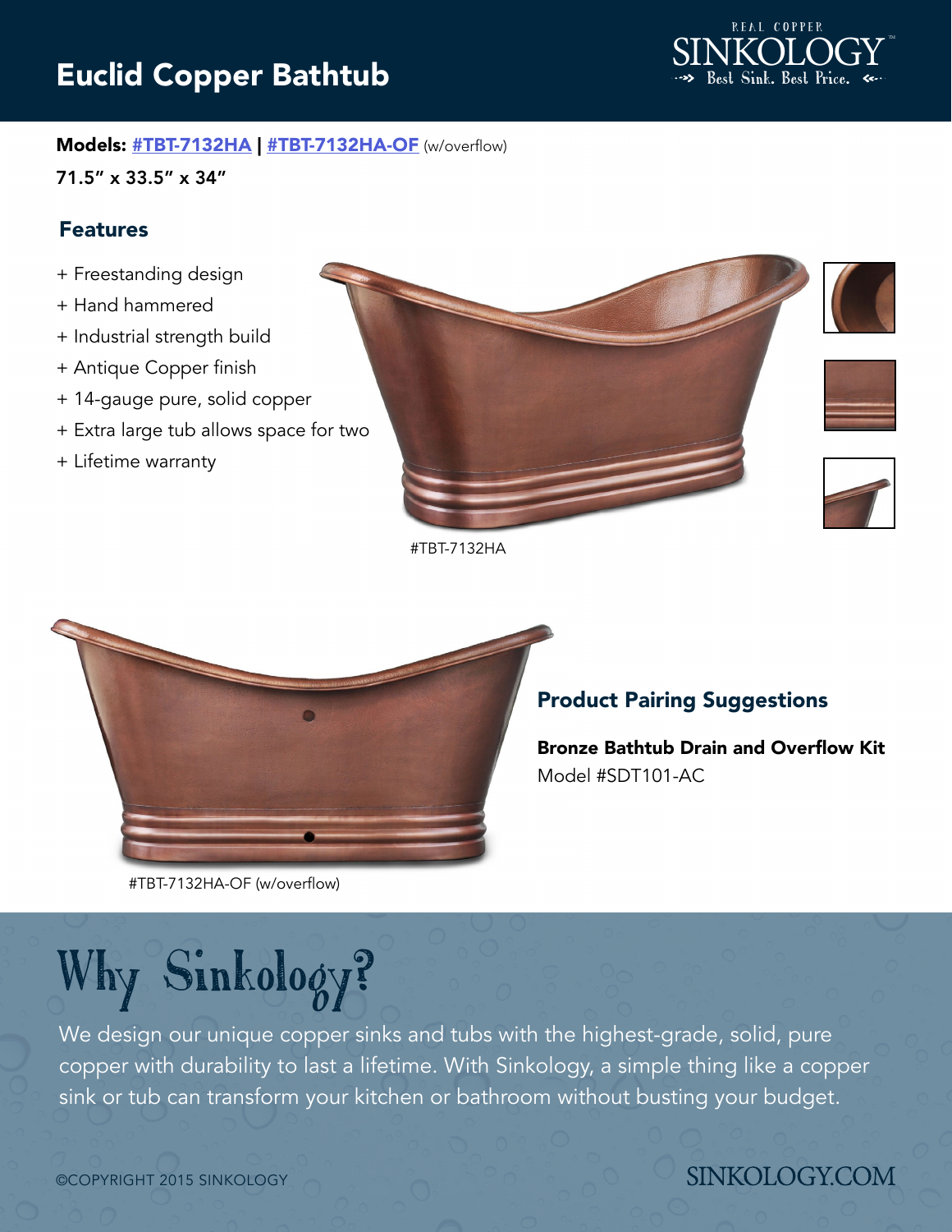# Euclid Copper Bathtub

REAL COPPER SINKOLOGY™ Best Sink. Best Price.

**Models: #TBT-7132HA | #TBT-7132HA-OF** (w/overflow)

**71.5" x 33.5" x 34"**

## Features

+ Freestanding design
+ Hand hammered
+ Industrial strength build
+ Antique Copper finish
+ 14-gauge pure, solid copper
+ Extra large tub allows space for two
+ Lifetime warranty

#TBT-7132HA

#TBT-7132HA-OF (w/overflow)

## Product Pairing Suggestions

**Bronze Bathtub Drain and Overflow Kit**
Model #SDT101-AC

# Why Sinkology?

We design our unique copper sinks and tubs with the highest-grade, solid, pure copper with durability to last a lifetime. With Sinkology, a simple thing like a copper sink or tub can transform your kitchen or bathroom without busting your budget.

©COPYRIGHT 2015 SINKOLOGY

SINKOLOGY.COM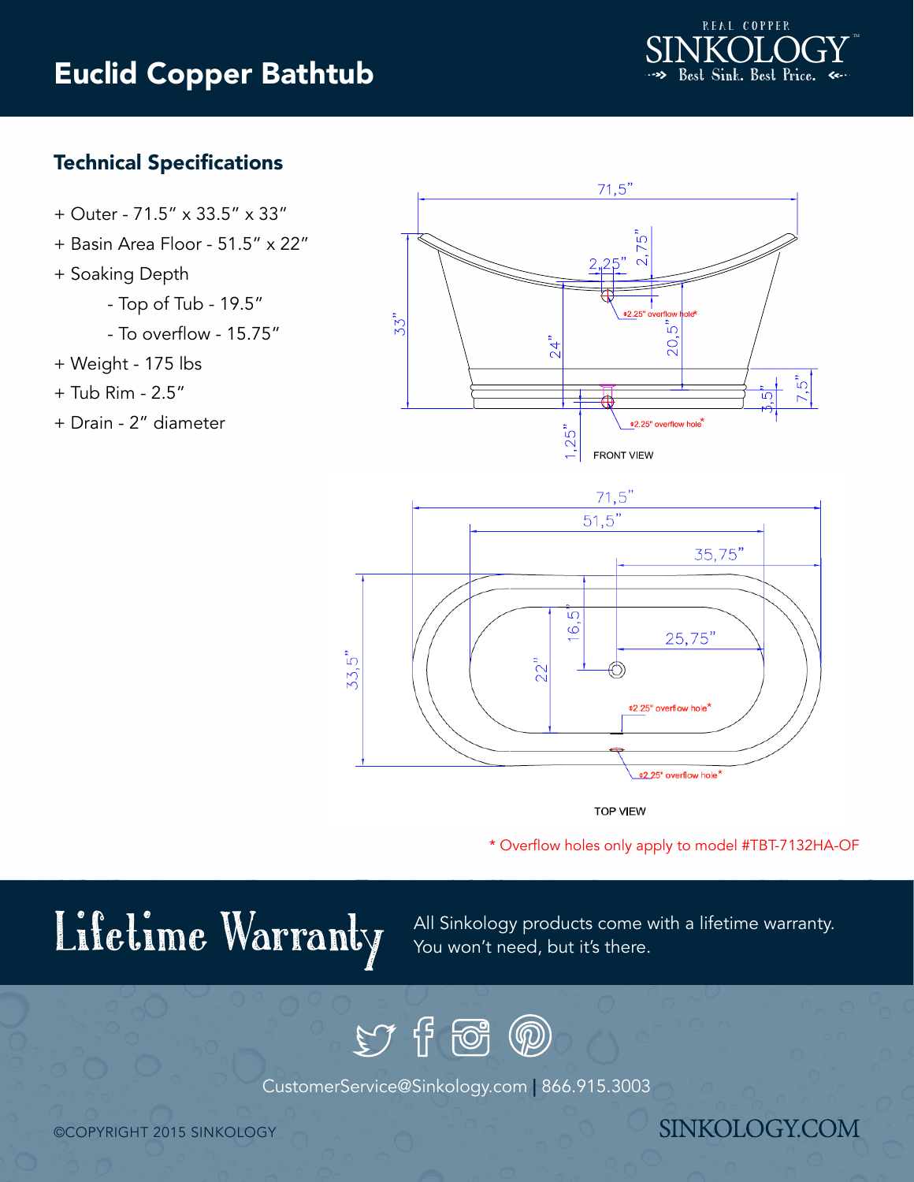# Euclid Copper Bathtub

REAL COPPER SINKOLOGY™ Best Sink. Best Price.

## Technical Specifications

- Outer - 71.5″ x 33.5″ x 33″
- Basin Area Floor - 51.5″ x 22″
- Soaking Depth
  - Top of Tub - 19.5″
  - To overflow - 15.75″
- Weight - 175 lbs
- Tub Rim - 2.5″
- Drain - 2″ diameter

71,5"
2,75"
2,25"
ø2.25" overflow hole*
33"
24"
20,5"
7,5"
3,5"
ø2.25" overflow hole*
1,25"
FRONT VIEW

71,5"
51,5"
35,75"
16,5"
25,75"
33,5"
22"
ø2.25" overflow hole*
ø2.25" overflow hole*
TOP VIEW

* Overflow holes only apply to model #TBT-7132HA-OF

## Lifetime Warranty

All Sinkology products come with a lifetime warranty. You won't need, but it's there.

CustomerService@Sinkology.com | 866.915.3003

©COPYRIGHT 2015 SINKOLOGY

SINKOLOGY.COM